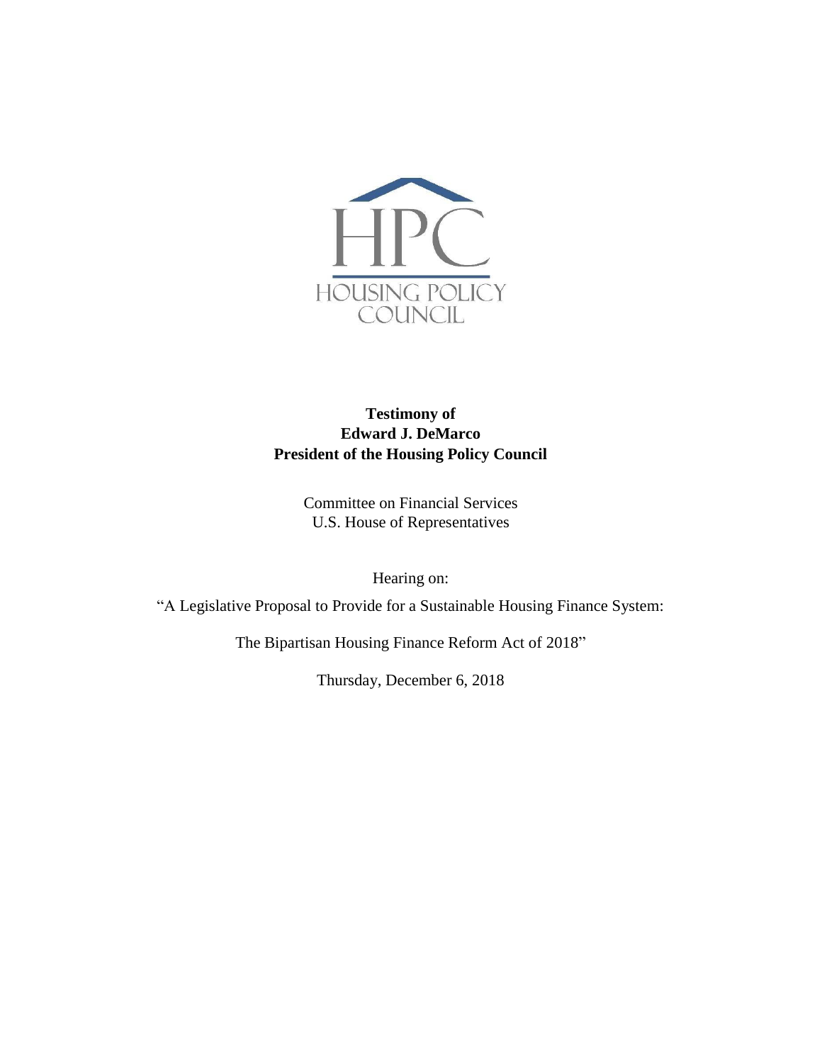HPC

HOUSING POLICY COUNCIL

**Testimony of**
**Edward J. DeMarco**
**President of the Housing Policy Council**

Committee on Financial Services
U.S. House of Representatives

Hearing on:

"A Legislative Proposal to Provide for a Sustainable Housing Finance System:

The Bipartisan Housing Finance Reform Act of 2018"

Thursday, December 6, 2018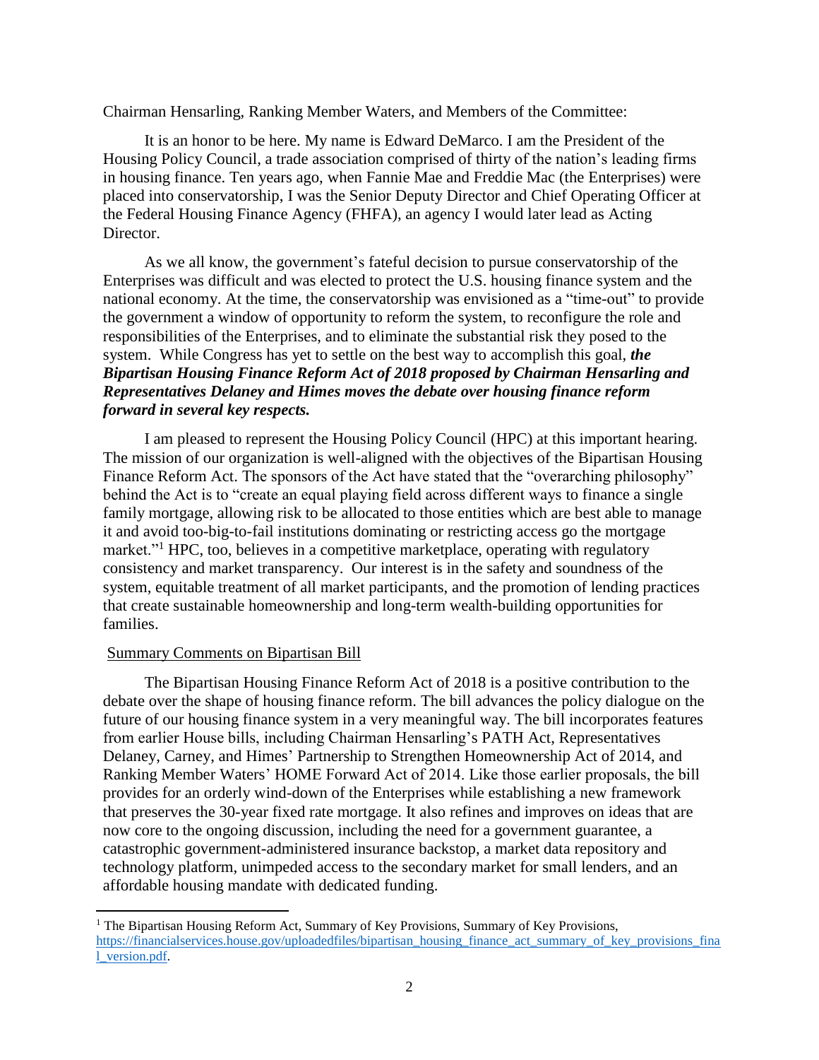Chairman Hensarling, Ranking Member Waters, and Members of the Committee:

It is an honor to be here. My name is Edward DeMarco. I am the President of the Housing Policy Council, a trade association comprised of thirty of the nation's leading firms in housing finance. Ten years ago, when Fannie Mae and Freddie Mac (the Enterprises) were placed into conservatorship, I was the Senior Deputy Director and Chief Operating Officer at the Federal Housing Finance Agency (FHFA), an agency I would later lead as Acting Director.

As we all know, the government's fateful decision to pursue conservatorship of the Enterprises was difficult and was elected to protect the U.S. housing finance system and the national economy. At the time, the conservatorship was envisioned as a "time-out" to provide the government a window of opportunity to reform the system, to reconfigure the role and responsibilities of the Enterprises, and to eliminate the substantial risk they posed to the system. While Congress has yet to settle on the best way to accomplish this goal, ***the Bipartisan Housing Finance Reform Act of 2018 proposed by Chairman Hensarling and Representatives Delaney and Himes moves the debate over housing finance reform forward in several key respects.***

I am pleased to represent the Housing Policy Council (HPC) at this important hearing. The mission of our organization is well-aligned with the objectives of the Bipartisan Housing Finance Reform Act. The sponsors of the Act have stated that the "overarching philosophy" behind the Act is to "create an equal playing field across different ways to finance a single family mortgage, allowing risk to be allocated to those entities which are best able to manage it and avoid too-big-to-fail institutions dominating or restricting access go the mortgage market."[1] HPC, too, believes in a competitive marketplace, operating with regulatory consistency and market transparency. Our interest is in the safety and soundness of the system, equitable treatment of all market participants, and the promotion of lending practices that create sustainable homeownership and long-term wealth-building opportunities for families.

<u>Summary Comments on Bipartisan Bill</u>

The Bipartisan Housing Finance Reform Act of 2018 is a positive contribution to the debate over the shape of housing finance reform. The bill advances the policy dialogue on the future of our housing finance system in a very meaningful way. The bill incorporates features from earlier House bills, including Chairman Hensarling's PATH Act, Representatives Delaney, Carney, and Himes' Partnership to Strengthen Homeownership Act of 2014, and Ranking Member Waters' HOME Forward Act of 2014. Like those earlier proposals, the bill provides for an orderly wind-down of the Enterprises while establishing a new framework that preserves the 30-year fixed rate mortgage. It also refines and improves on ideas that are now core to the ongoing discussion, including the need for a government guarantee, a catastrophic government-administered insurance backstop, a market data repository and technology platform, unimpeded access to the secondary market for small lenders, and an affordable housing mandate with dedicated funding.

---

[1] The Bipartisan Housing Reform Act, Summary of Key Provisions, Summary of Key Provisions, https://financialservices.house.gov/uploadedfiles/bipartisan_housing_finance_act_summary_of_key_provisions_final_version.pdf.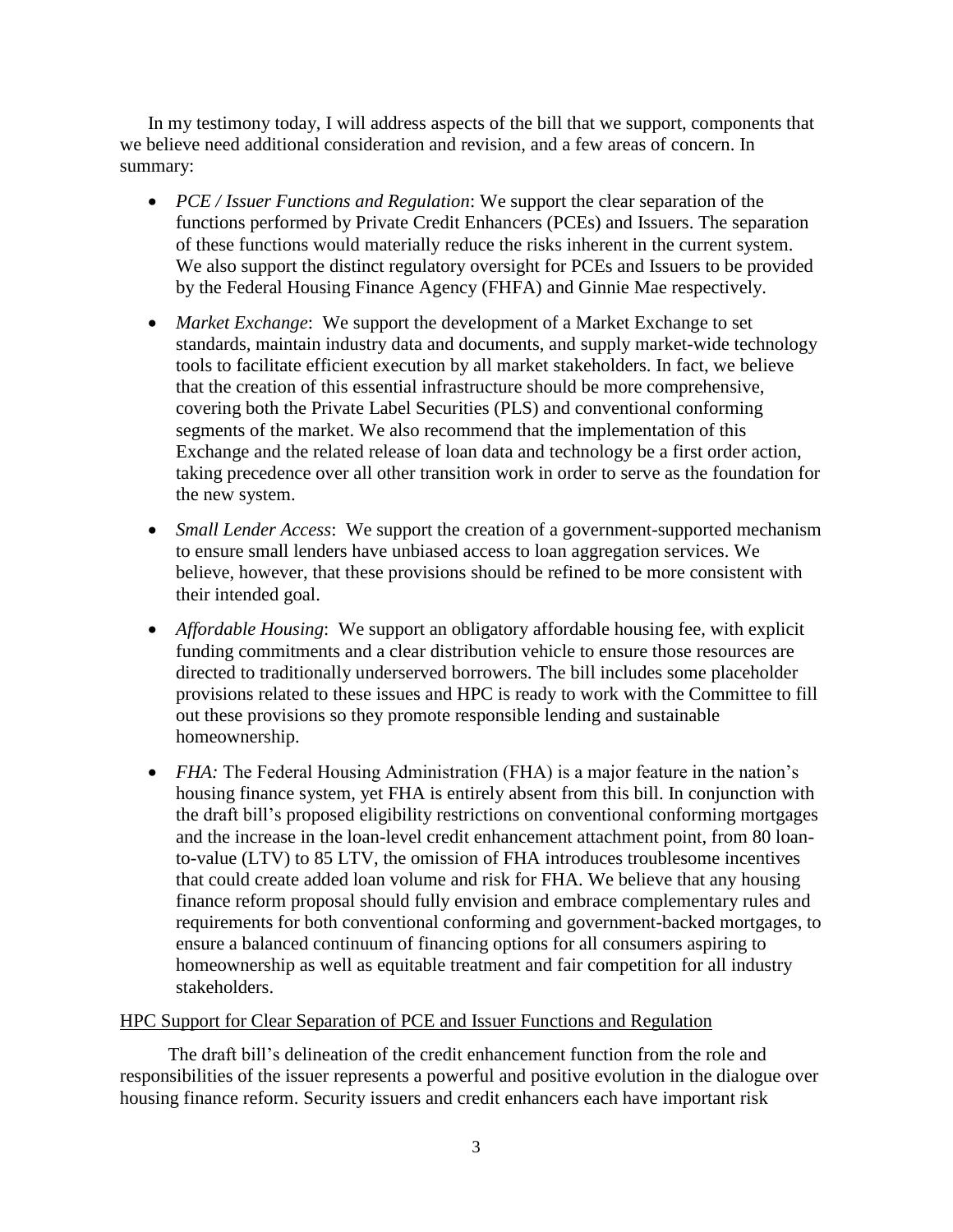In my testimony today, I will address aspects of the bill that we support, components that we believe need additional consideration and revision, and a few areas of concern. In summary:

- *PCE / Issuer Functions and Regulation*: We support the clear separation of the functions performed by Private Credit Enhancers (PCEs) and Issuers. The separation of these functions would materially reduce the risks inherent in the current system. We also support the distinct regulatory oversight for PCEs and Issuers to be provided by the Federal Housing Finance Agency (FHFA) and Ginnie Mae respectively.
- *Market Exchange*: We support the development of a Market Exchange to set standards, maintain industry data and documents, and supply market-wide technology tools to facilitate efficient execution by all market stakeholders. In fact, we believe that the creation of this essential infrastructure should be more comprehensive, covering both the Private Label Securities (PLS) and conventional conforming segments of the market. We also recommend that the implementation of this Exchange and the related release of loan data and technology be a first order action, taking precedence over all other transition work in order to serve as the foundation for the new system.
- *Small Lender Access*: We support the creation of a government-supported mechanism to ensure small lenders have unbiased access to loan aggregation services. We believe, however, that these provisions should be refined to be more consistent with their intended goal.
- *Affordable Housing*: We support an obligatory affordable housing fee, with explicit funding commitments and a clear distribution vehicle to ensure those resources are directed to traditionally underserved borrowers. The bill includes some placeholder provisions related to these issues and HPC is ready to work with the Committee to fill out these provisions so they promote responsible lending and sustainable homeownership.
- *FHA:* The Federal Housing Administration (FHA) is a major feature in the nation's housing finance system, yet FHA is entirely absent from this bill. In conjunction with the draft bill's proposed eligibility restrictions on conventional conforming mortgages and the increase in the loan-level credit enhancement attachment point, from 80 loan-to-value (LTV) to 85 LTV, the omission of FHA introduces troublesome incentives that could create added loan volume and risk for FHA. We believe that any housing finance reform proposal should fully envision and embrace complementary rules and requirements for both conventional conforming and government-backed mortgages, to ensure a balanced continuum of financing options for all consumers aspiring to homeownership as well as equitable treatment and fair competition for all industry stakeholders.

## HPC Support for Clear Separation of PCE and Issuer Functions and Regulation

The draft bill's delineation of the credit enhancement function from the role and responsibilities of the issuer represents a powerful and positive evolution in the dialogue over housing finance reform. Security issuers and credit enhancers each have important risk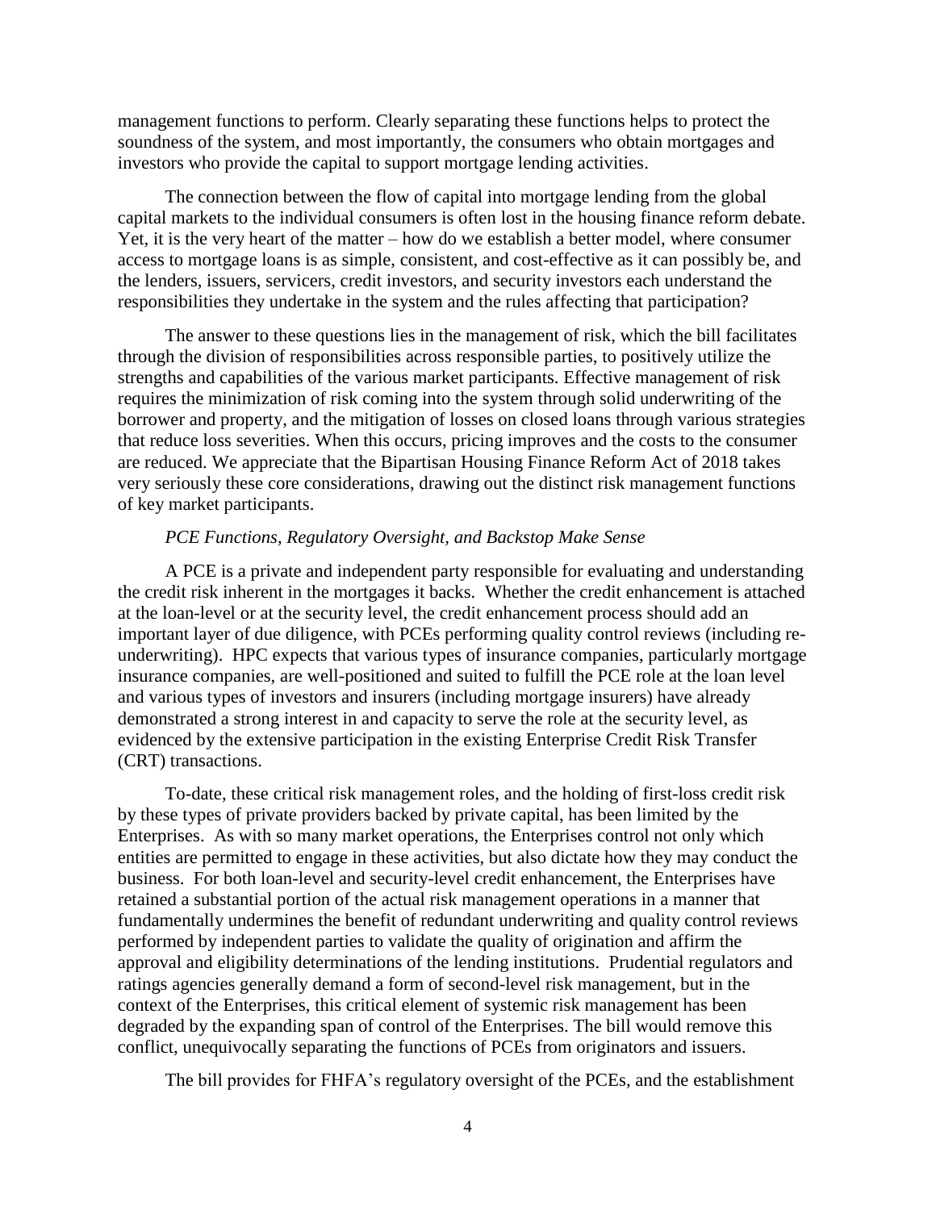management functions to perform. Clearly separating these functions helps to protect the soundness of the system, and most importantly, the consumers who obtain mortgages and investors who provide the capital to support mortgage lending activities.

The connection between the flow of capital into mortgage lending from the global capital markets to the individual consumers is often lost in the housing finance reform debate. Yet, it is the very heart of the matter – how do we establish a better model, where consumer access to mortgage loans is as simple, consistent, and cost-effective as it can possibly be, and the lenders, issuers, servicers, credit investors, and security investors each understand the responsibilities they undertake in the system and the rules affecting that participation?

The answer to these questions lies in the management of risk, which the bill facilitates through the division of responsibilities across responsible parties, to positively utilize the strengths and capabilities of the various market participants. Effective management of risk requires the minimization of risk coming into the system through solid underwriting of the borrower and property, and the mitigation of losses on closed loans through various strategies that reduce loss severities. When this occurs, pricing improves and the costs to the consumer are reduced. We appreciate that the Bipartisan Housing Finance Reform Act of 2018 takes very seriously these core considerations, drawing out the distinct risk management functions of key market participants.

*PCE Functions, Regulatory Oversight, and Backstop Make Sense*

A PCE is a private and independent party responsible for evaluating and understanding the credit risk inherent in the mortgages it backs. Whether the credit enhancement is attached at the loan-level or at the security level, the credit enhancement process should add an important layer of due diligence, with PCEs performing quality control reviews (including re-underwriting). HPC expects that various types of insurance companies, particularly mortgage insurance companies, are well-positioned and suited to fulfill the PCE role at the loan level and various types of investors and insurers (including mortgage insurers) have already demonstrated a strong interest in and capacity to serve the role at the security level, as evidenced by the extensive participation in the existing Enterprise Credit Risk Transfer (CRT) transactions.

To-date, these critical risk management roles, and the holding of first-loss credit risk by these types of private providers backed by private capital, has been limited by the Enterprises. As with so many market operations, the Enterprises control not only which entities are permitted to engage in these activities, but also dictate how they may conduct the business. For both loan-level and security-level credit enhancement, the Enterprises have retained a substantial portion of the actual risk management operations in a manner that fundamentally undermines the benefit of redundant underwriting and quality control reviews performed by independent parties to validate the quality of origination and affirm the approval and eligibility determinations of the lending institutions. Prudential regulators and ratings agencies generally demand a form of second-level risk management, but in the context of the Enterprises, this critical element of systemic risk management has been degraded by the expanding span of control of the Enterprises. The bill would remove this conflict, unequivocally separating the functions of PCEs from originators and issuers.

The bill provides for FHFA's regulatory oversight of the PCEs, and the establishment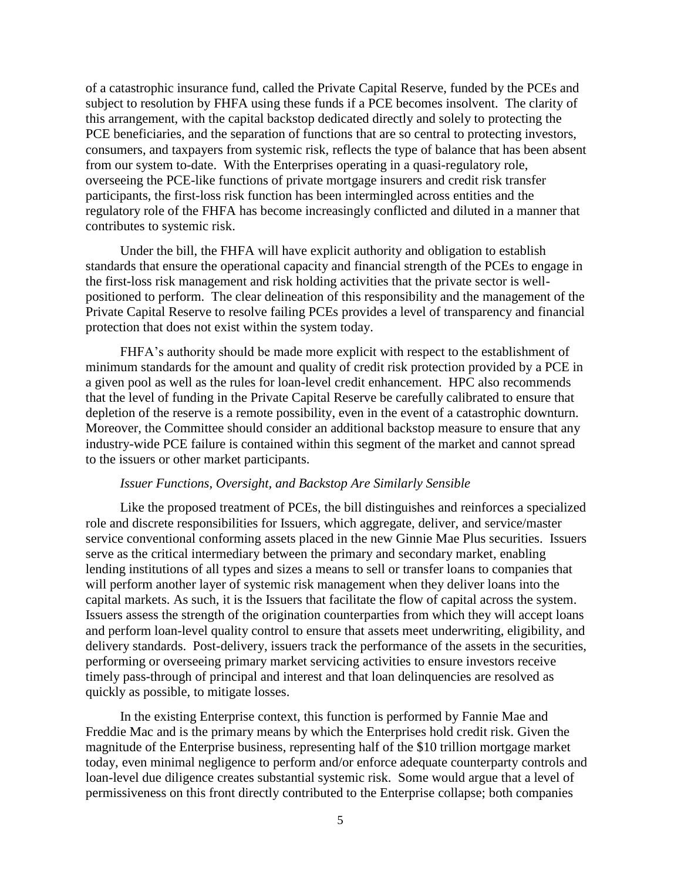of a catastrophic insurance fund, called the Private Capital Reserve, funded by the PCEs and subject to resolution by FHFA using these funds if a PCE becomes insolvent. The clarity of this arrangement, with the capital backstop dedicated directly and solely to protecting the PCE beneficiaries, and the separation of functions that are so central to protecting investors, consumers, and taxpayers from systemic risk, reflects the type of balance that has been absent from our system to-date. With the Enterprises operating in a quasi-regulatory role, overseeing the PCE-like functions of private mortgage insurers and credit risk transfer participants, the first-loss risk function has been intermingled across entities and the regulatory role of the FHFA has become increasingly conflicted and diluted in a manner that contributes to systemic risk.

Under the bill, the FHFA will have explicit authority and obligation to establish standards that ensure the operational capacity and financial strength of the PCEs to engage in the first-loss risk management and risk holding activities that the private sector is well-positioned to perform. The clear delineation of this responsibility and the management of the Private Capital Reserve to resolve failing PCEs provides a level of transparency and financial protection that does not exist within the system today.

FHFA's authority should be made more explicit with respect to the establishment of minimum standards for the amount and quality of credit risk protection provided by a PCE in a given pool as well as the rules for loan-level credit enhancement. HPC also recommends that the level of funding in the Private Capital Reserve be carefully calibrated to ensure that depletion of the reserve is a remote possibility, even in the event of a catastrophic downturn. Moreover, the Committee should consider an additional backstop measure to ensure that any industry-wide PCE failure is contained within this segment of the market and cannot spread to the issuers or other market participants.

*Issuer Functions, Oversight, and Backstop Are Similarly Sensible*

Like the proposed treatment of PCEs, the bill distinguishes and reinforces a specialized role and discrete responsibilities for Issuers, which aggregate, deliver, and service/master service conventional conforming assets placed in the new Ginnie Mae Plus securities. Issuers serve as the critical intermediary between the primary and secondary market, enabling lending institutions of all types and sizes a means to sell or transfer loans to companies that will perform another layer of systemic risk management when they deliver loans into the capital markets. As such, it is the Issuers that facilitate the flow of capital across the system. Issuers assess the strength of the origination counterparties from which they will accept loans and perform loan-level quality control to ensure that assets meet underwriting, eligibility, and delivery standards. Post-delivery, issuers track the performance of the assets in the securities, performing or overseeing primary market servicing activities to ensure investors receive timely pass-through of principal and interest and that loan delinquencies are resolved as quickly as possible, to mitigate losses.

In the existing Enterprise context, this function is performed by Fannie Mae and Freddie Mac and is the primary means by which the Enterprises hold credit risk. Given the magnitude of the Enterprise business, representing half of the $10 trillion mortgage market today, even minimal negligence to perform and/or enforce adequate counterparty controls and loan-level due diligence creates substantial systemic risk. Some would argue that a level of permissiveness on this front directly contributed to the Enterprise collapse; both companies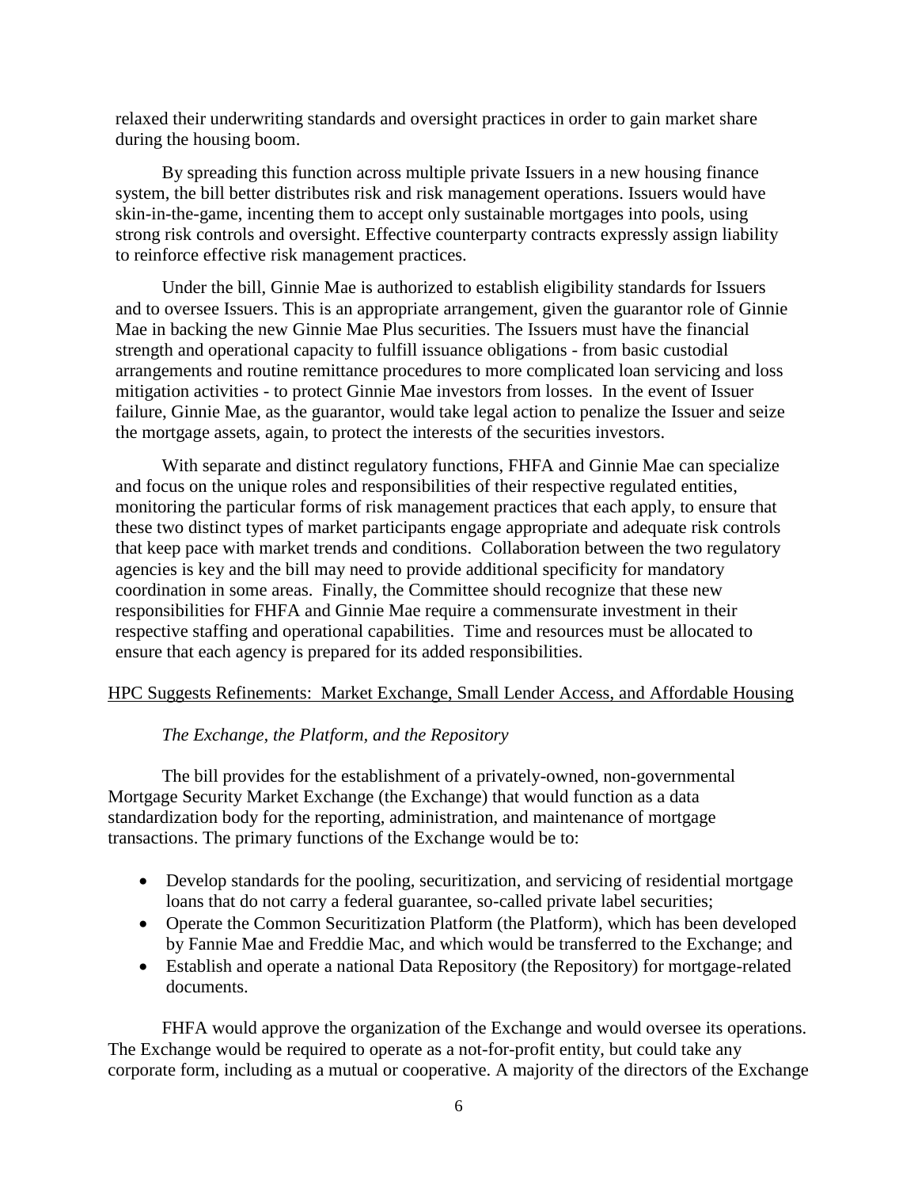relaxed their underwriting standards and oversight practices in order to gain market share during the housing boom.

By spreading this function across multiple private Issuers in a new housing finance system, the bill better distributes risk and risk management operations. Issuers would have skin-in-the-game, incenting them to accept only sustainable mortgages into pools, using strong risk controls and oversight. Effective counterparty contracts expressly assign liability to reinforce effective risk management practices.

Under the bill, Ginnie Mae is authorized to establish eligibility standards for Issuers and to oversee Issuers. This is an appropriate arrangement, given the guarantor role of Ginnie Mae in backing the new Ginnie Mae Plus securities. The Issuers must have the financial strength and operational capacity to fulfill issuance obligations - from basic custodial arrangements and routine remittance procedures to more complicated loan servicing and loss mitigation activities - to protect Ginnie Mae investors from losses. In the event of Issuer failure, Ginnie Mae, as the guarantor, would take legal action to penalize the Issuer and seize the mortgage assets, again, to protect the interests of the securities investors.

With separate and distinct regulatory functions, FHFA and Ginnie Mae can specialize and focus on the unique roles and responsibilities of their respective regulated entities, monitoring the particular forms of risk management practices that each apply, to ensure that these two distinct types of market participants engage appropriate and adequate risk controls that keep pace with market trends and conditions. Collaboration between the two regulatory agencies is key and the bill may need to provide additional specificity for mandatory coordination in some areas. Finally, the Committee should recognize that these new responsibilities for FHFA and Ginnie Mae require a commensurate investment in their respective staffing and operational capabilities. Time and resources must be allocated to ensure that each agency is prepared for its added responsibilities.

## HPC Suggests Refinements: Market Exchange, Small Lender Access, and Affordable Housing

### *The Exchange, the Platform, and the Repository*

The bill provides for the establishment of a privately-owned, non-governmental Mortgage Security Market Exchange (the Exchange) that would function as a data standardization body for the reporting, administration, and maintenance of mortgage transactions. The primary functions of the Exchange would be to:

- Develop standards for the pooling, securitization, and servicing of residential mortgage loans that do not carry a federal guarantee, so-called private label securities;
- Operate the Common Securitization Platform (the Platform), which has been developed by Fannie Mae and Freddie Mac, and which would be transferred to the Exchange; and
- Establish and operate a national Data Repository (the Repository) for mortgage-related documents.

FHFA would approve the organization of the Exchange and would oversee its operations. The Exchange would be required to operate as a not-for-profit entity, but could take any corporate form, including as a mutual or cooperative. A majority of the directors of the Exchange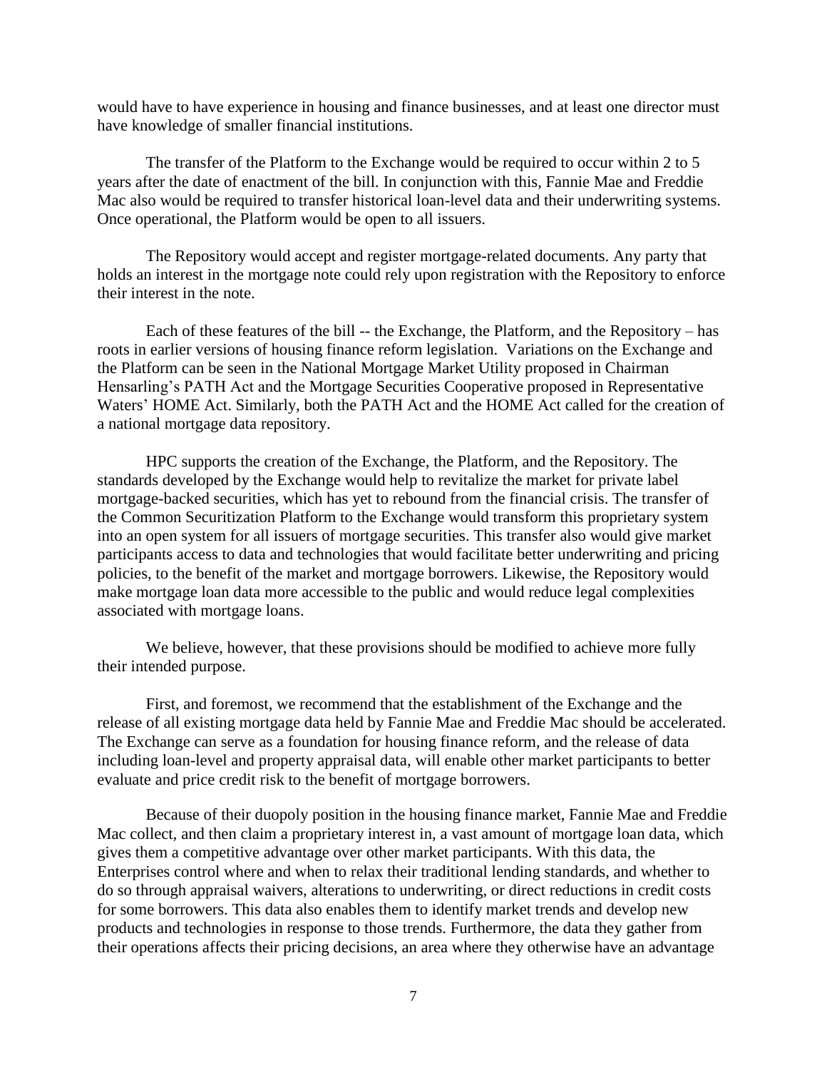would have to have experience in housing and finance businesses, and at least one director must have knowledge of smaller financial institutions.

The transfer of the Platform to the Exchange would be required to occur within 2 to 5 years after the date of enactment of the bill. In conjunction with this, Fannie Mae and Freddie Mac also would be required to transfer historical loan-level data and their underwriting systems. Once operational, the Platform would be open to all issuers.

The Repository would accept and register mortgage-related documents. Any party that holds an interest in the mortgage note could rely upon registration with the Repository to enforce their interest in the note.

Each of these features of the bill -- the Exchange, the Platform, and the Repository – has roots in earlier versions of housing finance reform legislation. Variations on the Exchange and the Platform can be seen in the National Mortgage Market Utility proposed in Chairman Hensarling's PATH Act and the Mortgage Securities Cooperative proposed in Representative Waters' HOME Act. Similarly, both the PATH Act and the HOME Act called for the creation of a national mortgage data repository.

HPC supports the creation of the Exchange, the Platform, and the Repository. The standards developed by the Exchange would help to revitalize the market for private label mortgage-backed securities, which has yet to rebound from the financial crisis. The transfer of the Common Securitization Platform to the Exchange would transform this proprietary system into an open system for all issuers of mortgage securities. This transfer also would give market participants access to data and technologies that would facilitate better underwriting and pricing policies, to the benefit of the market and mortgage borrowers. Likewise, the Repository would make mortgage loan data more accessible to the public and would reduce legal complexities associated with mortgage loans.

We believe, however, that these provisions should be modified to achieve more fully their intended purpose.

First, and foremost, we recommend that the establishment of the Exchange and the release of all existing mortgage data held by Fannie Mae and Freddie Mac should be accelerated. The Exchange can serve as a foundation for housing finance reform, and the release of data including loan-level and property appraisal data, will enable other market participants to better evaluate and price credit risk to the benefit of mortgage borrowers.

Because of their duopoly position in the housing finance market, Fannie Mae and Freddie Mac collect, and then claim a proprietary interest in, a vast amount of mortgage loan data, which gives them a competitive advantage over other market participants. With this data, the Enterprises control where and when to relax their traditional lending standards, and whether to do so through appraisal waivers, alterations to underwriting, or direct reductions in credit costs for some borrowers. This data also enables them to identify market trends and develop new products and technologies in response to those trends. Furthermore, the data they gather from their operations affects their pricing decisions, an area where they otherwise have an advantage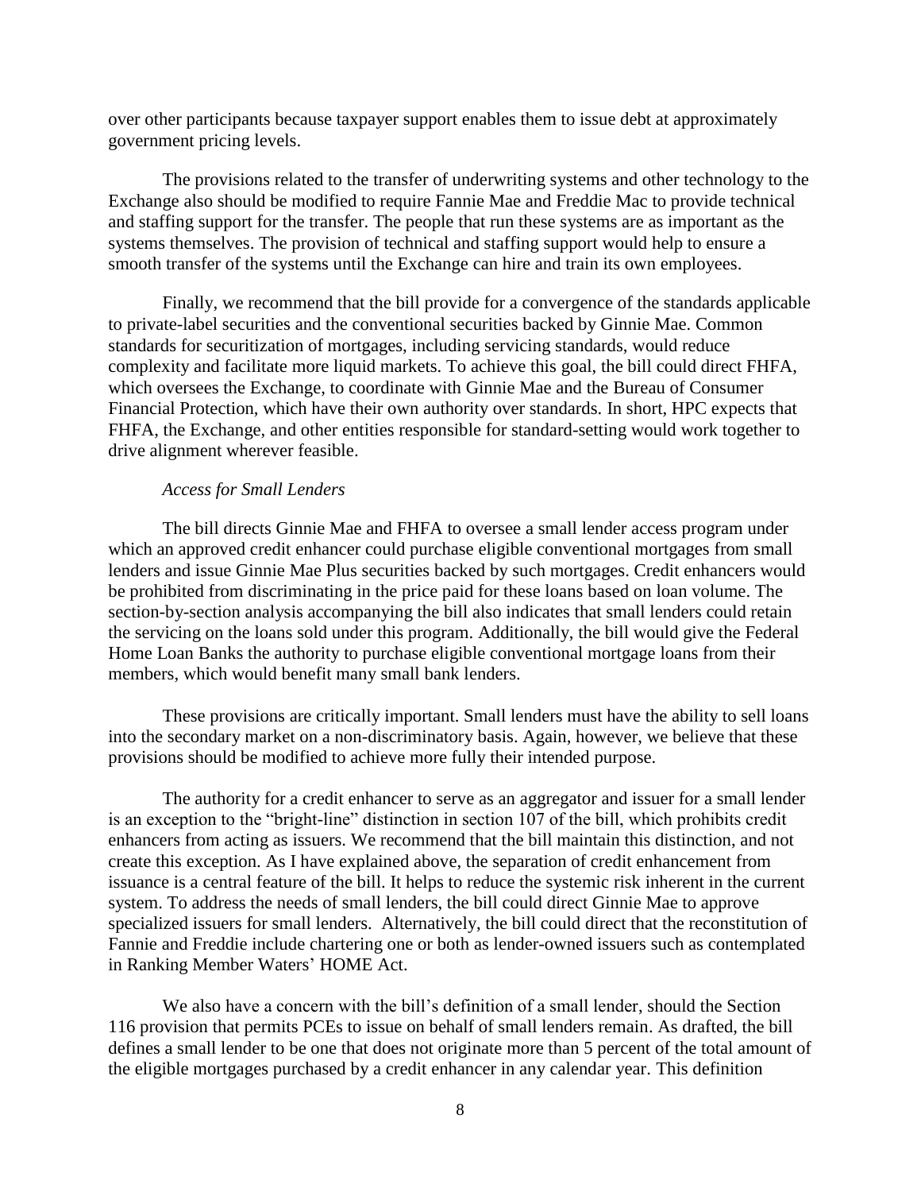over other participants because taxpayer support enables them to issue debt at approximately government pricing levels.

The provisions related to the transfer of underwriting systems and other technology to the Exchange also should be modified to require Fannie Mae and Freddie Mac to provide technical and staffing support for the transfer. The people that run these systems are as important as the systems themselves. The provision of technical and staffing support would help to ensure a smooth transfer of the systems until the Exchange can hire and train its own employees.

Finally, we recommend that the bill provide for a convergence of the standards applicable to private-label securities and the conventional securities backed by Ginnie Mae. Common standards for securitization of mortgages, including servicing standards, would reduce complexity and facilitate more liquid markets. To achieve this goal, the bill could direct FHFA, which oversees the Exchange, to coordinate with Ginnie Mae and the Bureau of Consumer Financial Protection, which have their own authority over standards. In short, HPC expects that FHFA, the Exchange, and other entities responsible for standard-setting would work together to drive alignment wherever feasible.

*Access for Small Lenders*

The bill directs Ginnie Mae and FHFA to oversee a small lender access program under which an approved credit enhancer could purchase eligible conventional mortgages from small lenders and issue Ginnie Mae Plus securities backed by such mortgages. Credit enhancers would be prohibited from discriminating in the price paid for these loans based on loan volume. The section-by-section analysis accompanying the bill also indicates that small lenders could retain the servicing on the loans sold under this program. Additionally, the bill would give the Federal Home Loan Banks the authority to purchase eligible conventional mortgage loans from their members, which would benefit many small bank lenders.

These provisions are critically important. Small lenders must have the ability to sell loans into the secondary market on a non-discriminatory basis. Again, however, we believe that these provisions should be modified to achieve more fully their intended purpose.

The authority for a credit enhancer to serve as an aggregator and issuer for a small lender is an exception to the "bright-line" distinction in section 107 of the bill, which prohibits credit enhancers from acting as issuers. We recommend that the bill maintain this distinction, and not create this exception. As I have explained above, the separation of credit enhancement from issuance is a central feature of the bill. It helps to reduce the systemic risk inherent in the current system. To address the needs of small lenders, the bill could direct Ginnie Mae to approve specialized issuers for small lenders. Alternatively, the bill could direct that the reconstitution of Fannie and Freddie include chartering one or both as lender-owned issuers such as contemplated in Ranking Member Waters' HOME Act.

We also have a concern with the bill's definition of a small lender, should the Section 116 provision that permits PCEs to issue on behalf of small lenders remain. As drafted, the bill defines a small lender to be one that does not originate more than 5 percent of the total amount of the eligible mortgages purchased by a credit enhancer in any calendar year. This definition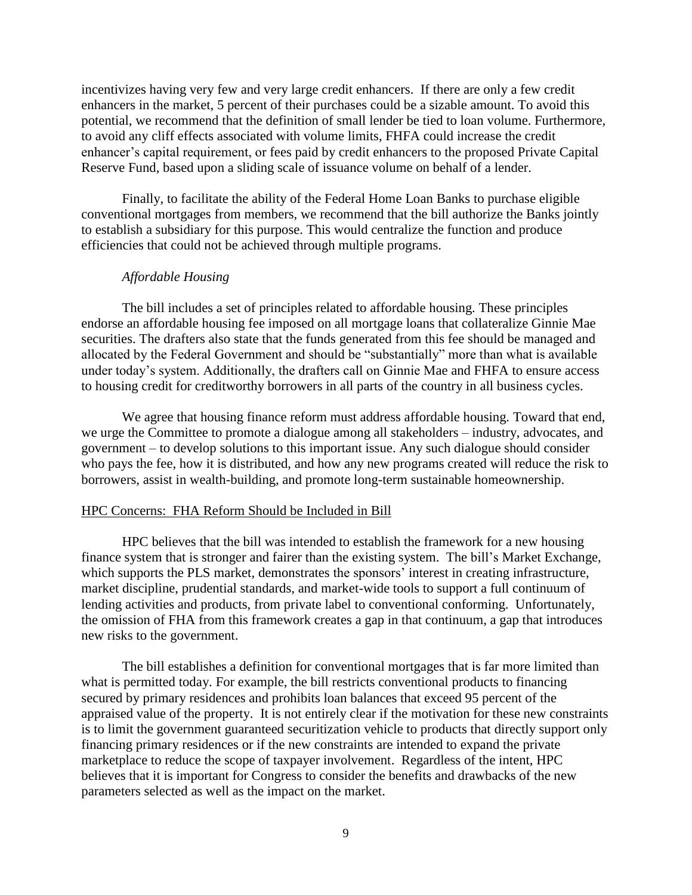incentivizes having very few and very large credit enhancers. If there are only a few credit enhancers in the market, 5 percent of their purchases could be a sizable amount. To avoid this potential, we recommend that the definition of small lender be tied to loan volume. Furthermore, to avoid any cliff effects associated with volume limits, FHFA could increase the credit enhancer's capital requirement, or fees paid by credit enhancers to the proposed Private Capital Reserve Fund, based upon a sliding scale of issuance volume on behalf of a lender.

Finally, to facilitate the ability of the Federal Home Loan Banks to purchase eligible conventional mortgages from members, we recommend that the bill authorize the Banks jointly to establish a subsidiary for this purpose. This would centralize the function and produce efficiencies that could not be achieved through multiple programs.

*Affordable Housing*

The bill includes a set of principles related to affordable housing. These principles endorse an affordable housing fee imposed on all mortgage loans that collateralize Ginnie Mae securities. The drafters also state that the funds generated from this fee should be managed and allocated by the Federal Government and should be "substantially" more than what is available under today's system. Additionally, the drafters call on Ginnie Mae and FHFA to ensure access to housing credit for creditworthy borrowers in all parts of the country in all business cycles.

We agree that housing finance reform must address affordable housing. Toward that end, we urge the Committee to promote a dialogue among all stakeholders – industry, advocates, and government – to develop solutions to this important issue. Any such dialogue should consider who pays the fee, how it is distributed, and how any new programs created will reduce the risk to borrowers, assist in wealth-building, and promote long-term sustainable homeownership.

<u>HPC Concerns: FHA Reform Should be Included in Bill</u>

HPC believes that the bill was intended to establish the framework for a new housing finance system that is stronger and fairer than the existing system. The bill's Market Exchange, which supports the PLS market, demonstrates the sponsors' interest in creating infrastructure, market discipline, prudential standards, and market-wide tools to support a full continuum of lending activities and products, from private label to conventional conforming. Unfortunately, the omission of FHA from this framework creates a gap in that continuum, a gap that introduces new risks to the government.

The bill establishes a definition for conventional mortgages that is far more limited than what is permitted today. For example, the bill restricts conventional products to financing secured by primary residences and prohibits loan balances that exceed 95 percent of the appraised value of the property. It is not entirely clear if the motivation for these new constraints is to limit the government guaranteed securitization vehicle to products that directly support only financing primary residences or if the new constraints are intended to expand the private marketplace to reduce the scope of taxpayer involvement. Regardless of the intent, HPC believes that it is important for Congress to consider the benefits and drawbacks of the new parameters selected as well as the impact on the market.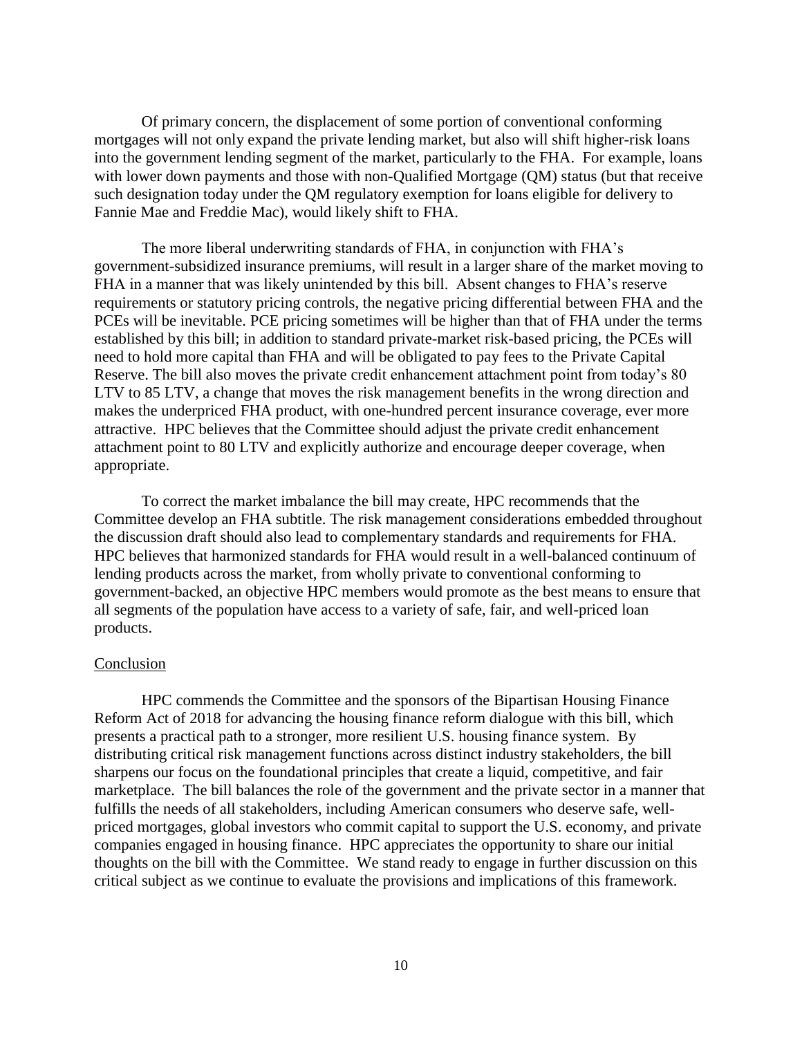Of primary concern, the displacement of some portion of conventional conforming mortgages will not only expand the private lending market, but also will shift higher-risk loans into the government lending segment of the market, particularly to the FHA. For example, loans with lower down payments and those with non-Qualified Mortgage (QM) status (but that receive such designation today under the QM regulatory exemption for loans eligible for delivery to Fannie Mae and Freddie Mac), would likely shift to FHA.

The more liberal underwriting standards of FHA, in conjunction with FHA's government-subsidized insurance premiums, will result in a larger share of the market moving to FHA in a manner that was likely unintended by this bill. Absent changes to FHA's reserve requirements or statutory pricing controls, the negative pricing differential between FHA and the PCEs will be inevitable. PCE pricing sometimes will be higher than that of FHA under the terms established by this bill; in addition to standard private-market risk-based pricing, the PCEs will need to hold more capital than FHA and will be obligated to pay fees to the Private Capital Reserve. The bill also moves the private credit enhancement attachment point from today's 80 LTV to 85 LTV, a change that moves the risk management benefits in the wrong direction and makes the underpriced FHA product, with one-hundred percent insurance coverage, ever more attractive. HPC believes that the Committee should adjust the private credit enhancement attachment point to 80 LTV and explicitly authorize and encourage deeper coverage, when appropriate.

To correct the market imbalance the bill may create, HPC recommends that the Committee develop an FHA subtitle. The risk management considerations embedded throughout the discussion draft should also lead to complementary standards and requirements for FHA. HPC believes that harmonized standards for FHA would result in a well-balanced continuum of lending products across the market, from wholly private to conventional conforming to government-backed, an objective HPC members would promote as the best means to ensure that all segments of the population have access to a variety of safe, fair, and well-priced loan products.

## Conclusion

HPC commends the Committee and the sponsors of the Bipartisan Housing Finance Reform Act of 2018 for advancing the housing finance reform dialogue with this bill, which presents a practical path to a stronger, more resilient U.S. housing finance system. By distributing critical risk management functions across distinct industry stakeholders, the bill sharpens our focus on the foundational principles that create a liquid, competitive, and fair marketplace. The bill balances the role of the government and the private sector in a manner that fulfills the needs of all stakeholders, including American consumers who deserve safe, well-priced mortgages, global investors who commit capital to support the U.S. economy, and private companies engaged in housing finance. HPC appreciates the opportunity to share our initial thoughts on the bill with the Committee. We stand ready to engage in further discussion on this critical subject as we continue to evaluate the provisions and implications of this framework.